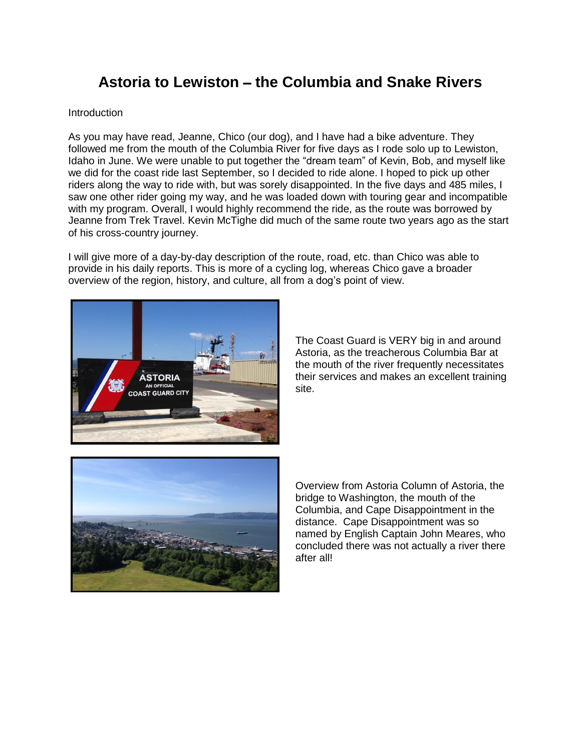# Astoria to Lewiston – the Columbia and Snake Rivers

Introduction

As you may have read, Jeanne, Chico (our dog), and I have had a bike adventure. They followed me from the mouth of the Columbia River for five days as I rode solo up to Lewiston, Idaho in June. We were unable to put together the "dream team" of Kevin, Bob, and myself like we did for the coast ride last September, so I decided to ride alone. I hoped to pick up other riders along the way to ride with, but was sorely disappointed. In the five days and 485 miles, I saw one other rider going my way, and he was loaded down with touring gear and incompatible with my program. Overall, I would highly recommend the ride, as the route was borrowed by Jeanne from Trek Travel. Kevin McTighe did much of the same route two years ago as the start of his cross-country journey.

I will give more of a day-by-day description of the route, road, etc. than Chico was able to provide in his daily reports. This is more of a cycling log, whereas Chico gave a broader overview of the region, history, and culture, all from a dog's point of view.

The Coast Guard is VERY big in and around Astoria, as the treacherous Columbia Bar at the mouth of the river frequently necessitates their services and makes an excellent training site.

Overview from Astoria Column of Astoria, the bridge to Washington, the mouth of the Columbia, and Cape Disappointment in the distance. Cape Disappointment was so named by English Captain John Meares, who concluded there was not actually a river there after all!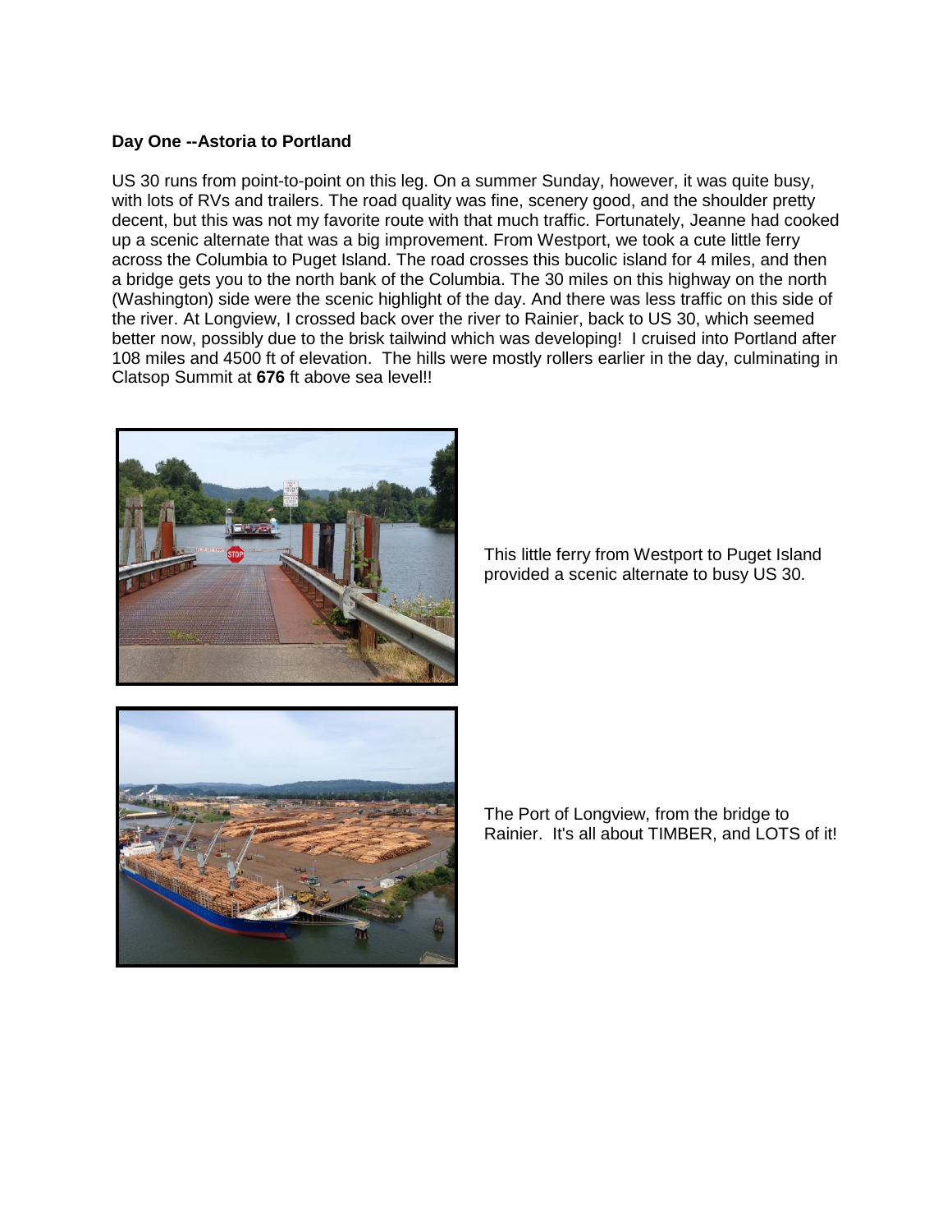**Day One --Astoria to Portland**

US 30 runs from point-to-point on this leg. On a summer Sunday, however, it was quite busy, with lots of RVs and trailers. The road quality was fine, scenery good, and the shoulder pretty decent, but this was not my favorite route with that much traffic. Fortunately, Jeanne had cooked up a scenic alternate that was a big improvement. From Westport, we took a cute little ferry across the Columbia to Puget Island. The road crosses this bucolic island for 4 miles, and then a bridge gets you to the north bank of the Columbia. The 30 miles on this highway on the north (Washington) side were the scenic highlight of the day. And there was less traffic on this side of the river. At Longview, I crossed back over the river to Rainier, back to US 30, which seemed better now, possibly due to the brisk tailwind which was developing! I cruised into Portland after 108 miles and 4500 ft of elevation. The hills were mostly rollers earlier in the day, culminating in Clatsop Summit at **676** ft above sea level!!

This little ferry from Westport to Puget Island provided a scenic alternate to busy US 30.

The Port of Longview, from the bridge to Rainier. It's all about TIMBER, and LOTS of it!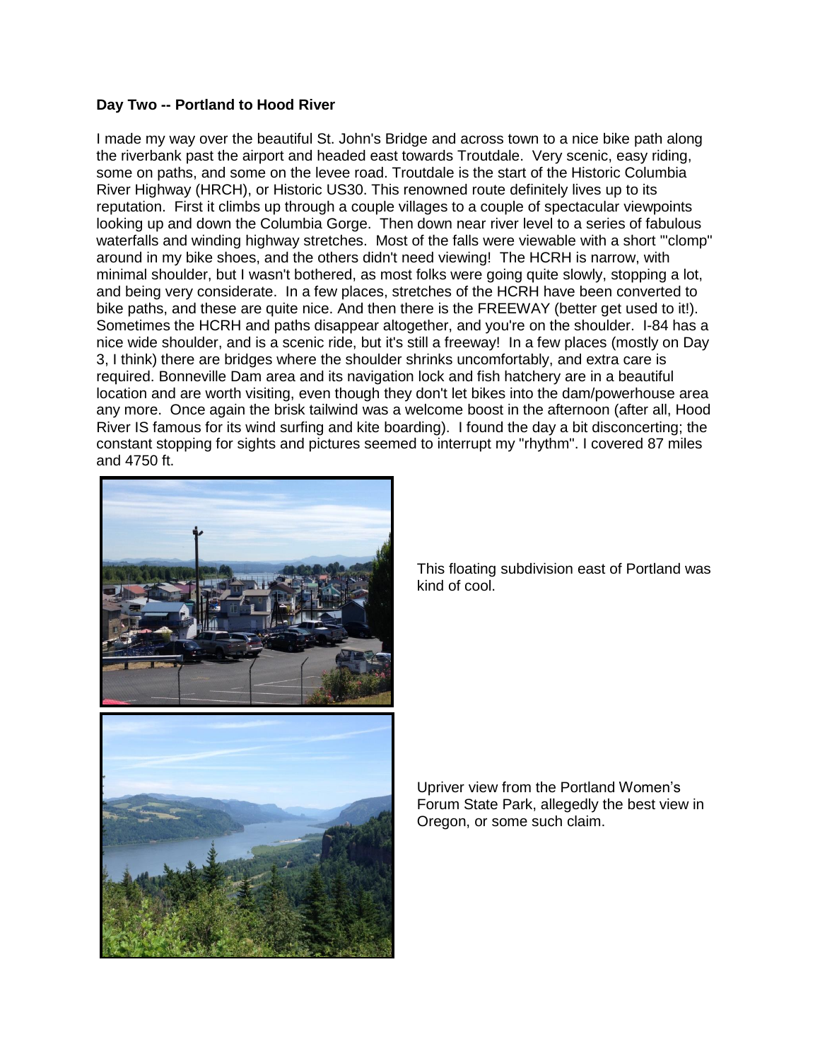**Day Two -- Portland to Hood River**

I made my way over the beautiful St. John's Bridge and across town to a nice bike path along the riverbank past the airport and headed east towards Troutdale. Very scenic, easy riding, some on paths, and some on the levee road. Troutdale is the start of the Historic Columbia River Highway (HRCH), or Historic US30. This renowned route definitely lives up to its reputation. First it climbs up through a couple villages to a couple of spectacular viewpoints looking up and down the Columbia Gorge. Then down near river level to a series of fabulous waterfalls and winding highway stretches. Most of the falls were viewable with a short "'clomp" around in my bike shoes, and the others didn't need viewing! The HCRH is narrow, with minimal shoulder, but I wasn't bothered, as most folks were going quite slowly, stopping a lot, and being very considerate. In a few places, stretches of the HCRH have been converted to bike paths, and these are quite nice. And then there is the FREEWAY (better get used to it!). Sometimes the HCRH and paths disappear altogether, and you're on the shoulder. I-84 has a nice wide shoulder, and is a scenic ride, but it's still a freeway! In a few places (mostly on Day 3, I think) there are bridges where the shoulder shrinks uncomfortably, and extra care is required. Bonneville Dam area and its navigation lock and fish hatchery are in a beautiful location and are worth visiting, even though they don't let bikes into the dam/powerhouse area any more. Once again the brisk tailwind was a welcome boost in the afternoon (after all, Hood River IS famous for its wind surfing and kite boarding). I found the day a bit disconcerting; the constant stopping for sights and pictures seemed to interrupt my "rhythm". I covered 87 miles and 4750 ft.

This floating subdivision east of Portland was kind of cool.

Upriver view from the Portland Women's Forum State Park, allegedly the best view in Oregon, or some such claim.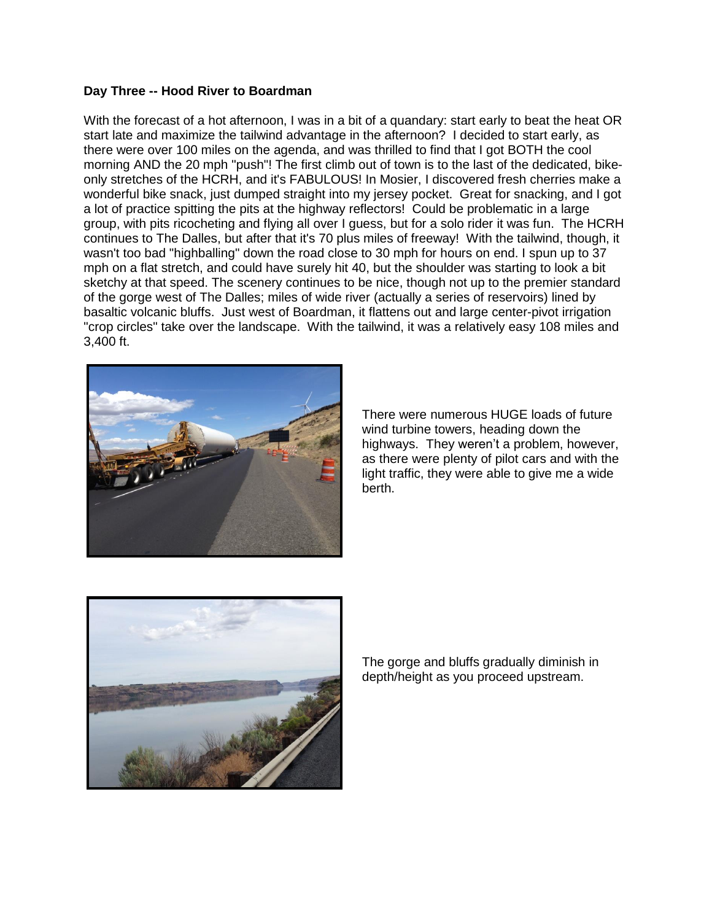**Day Three -- Hood River to Boardman**

With the forecast of a hot afternoon, I was in a bit of a quandary: start early to beat the heat OR start late and maximize the tailwind advantage in the afternoon? I decided to start early, as there were over 100 miles on the agenda, and was thrilled to find that I got BOTH the cool morning AND the 20 mph "push"! The first climb out of town is to the last of the dedicated, bike-only stretches of the HCRH, and it's FABULOUS! In Mosier, I discovered fresh cherries make a wonderful bike snack, just dumped straight into my jersey pocket. Great for snacking, and I got a lot of practice spitting the pits at the highway reflectors! Could be problematic in a large group, with pits ricocheting and flying all over I guess, but for a solo rider it was fun. The HCRH continues to The Dalles, but after that it's 70 plus miles of freeway! With the tailwind, though, it wasn't too bad "highballing" down the road close to 30 mph for hours on end. I spun up to 37 mph on a flat stretch, and could have surely hit 40, but the shoulder was starting to look a bit sketchy at that speed. The scenery continues to be nice, though not up to the premier standard of the gorge west of The Dalles; miles of wide river (actually a series of reservoirs) lined by basaltic volcanic bluffs. Just west of Boardman, it flattens out and large center-pivot irrigation "crop circles" take over the landscape. With the tailwind, it was a relatively easy 108 miles and 3,400 ft.

There were numerous HUGE loads of future wind turbine towers, heading down the highways. They weren't a problem, however, as there were plenty of pilot cars and with the light traffic, they were able to give me a wide berth.

The gorge and bluffs gradually diminish in depth/height as you proceed upstream.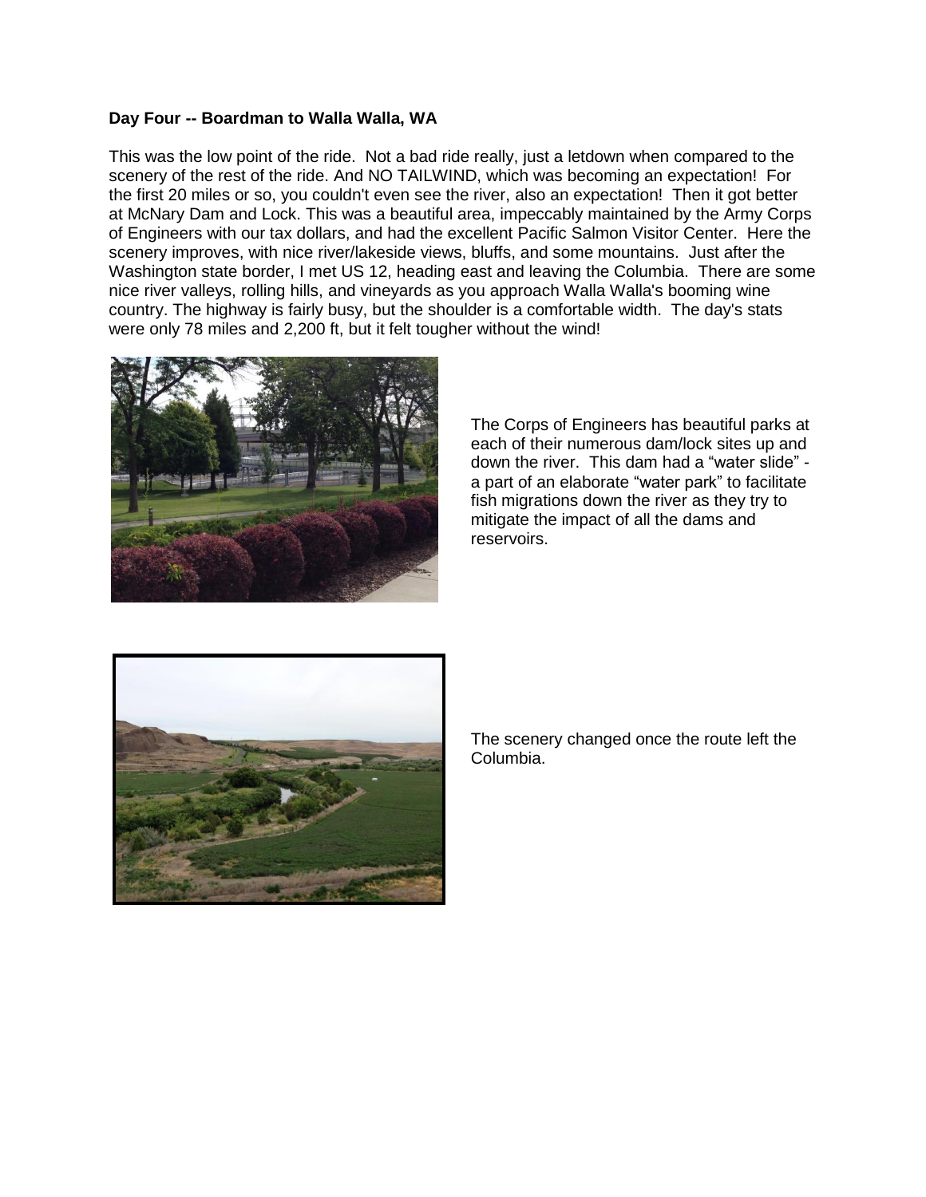**Day Four -- Boardman to Walla Walla, WA**

This was the low point of the ride. Not a bad ride really, just a letdown when compared to the scenery of the rest of the ride. And NO TAILWIND, which was becoming an expectation! For the first 20 miles or so, you couldn't even see the river, also an expectation! Then it got better at McNary Dam and Lock. This was a beautiful area, impeccably maintained by the Army Corps of Engineers with our tax dollars, and had the excellent Pacific Salmon Visitor Center. Here the scenery improves, with nice river/lakeside views, bluffs, and some mountains. Just after the Washington state border, I met US 12, heading east and leaving the Columbia. There are some nice river valleys, rolling hills, and vineyards as you approach Walla Walla's booming wine country. The highway is fairly busy, but the shoulder is a comfortable width. The day's stats were only 78 miles and 2,200 ft, but it felt tougher without the wind!

The Corps of Engineers has beautiful parks at each of their numerous dam/lock sites up and down the river. This dam had a "water slide" - a part of an elaborate "water park" to facilitate fish migrations down the river as they try to mitigate the impact of all the dams and reservoirs.

The scenery changed once the route left the Columbia.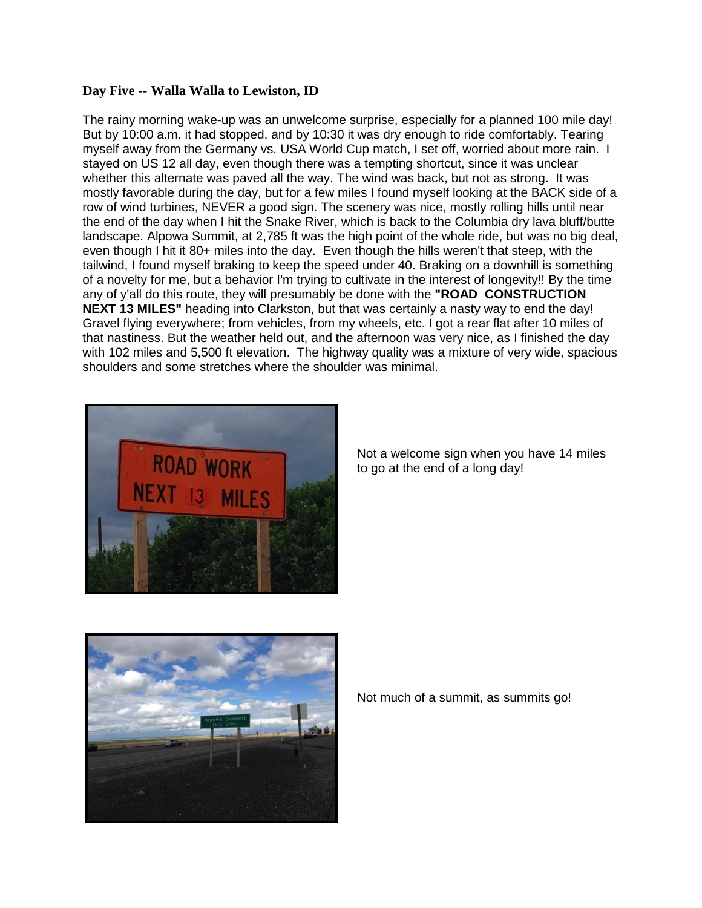### Day Five -- Walla Walla to Lewiston, ID

The rainy morning wake-up was an unwelcome surprise, especially for a planned 100 mile day! But by 10:00 a.m. it had stopped, and by 10:30 it was dry enough to ride comfortably. Tearing myself away from the Germany vs. USA World Cup match, I set off, worried about more rain. I stayed on US 12 all day, even though there was a tempting shortcut, since it was unclear whether this alternate was paved all the way. The wind was back, but not as strong. It was mostly favorable during the day, but for a few miles I found myself looking at the BACK side of a row of wind turbines, NEVER a good sign. The scenery was nice, mostly rolling hills until near the end of the day when I hit the Snake River, which is back to the Columbia dry lava bluff/butte landscape. Alpowa Summit, at 2,785 ft was the high point of the whole ride, but was no big deal, even though I hit it 80+ miles into the day. Even though the hills weren't that steep, with the tailwind, I found myself braking to keep the speed under 40. Braking on a downhill is something of a novelty for me, but a behavior I'm trying to cultivate in the interest of longevity!! By the time any of y'all do this route, they will presumably be done with the **"ROAD CONSTRUCTION NEXT 13 MILES"** heading into Clarkston, but that was certainly a nasty way to end the day! Gravel flying everywhere; from vehicles, from my wheels, etc. I got a rear flat after 10 miles of that nastiness. But the weather held out, and the afternoon was very nice, as I finished the day with 102 miles and 5,500 ft elevation. The highway quality was a mixture of very wide, spacious shoulders and some stretches where the shoulder was minimal.

Not a welcome sign when you have 14 miles to go at the end of a long day!

Not much of a summit, as summits go!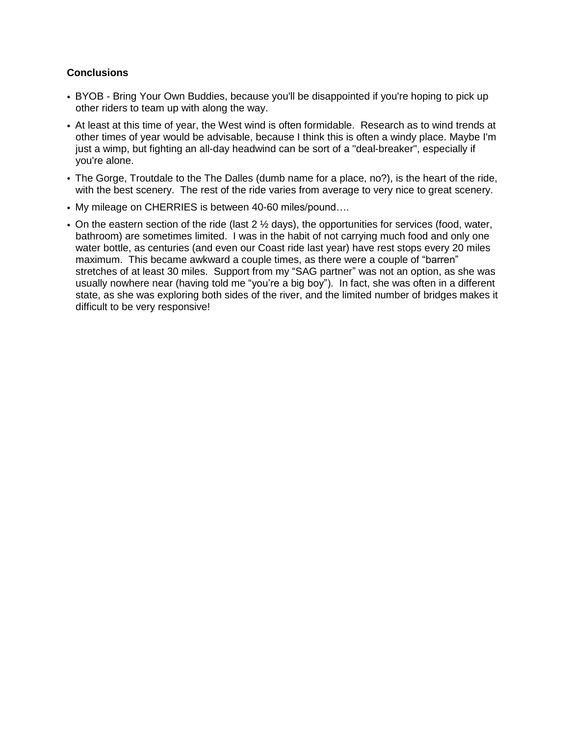**Conclusions**

- BYOB - Bring Your Own Buddies, because you'll be disappointed if you're hoping to pick up other riders to team up with along the way.
- At least at this time of year, the West wind is often formidable. Research as to wind trends at other times of year would be advisable, because I think this is often a windy place. Maybe I'm just a wimp, but fighting an all-day headwind can be sort of a "deal-breaker", especially if you're alone.
- The Gorge, Troutdale to the The Dalles (dumb name for a place, no?), is the heart of the ride, with the best scenery. The rest of the ride varies from average to very nice to great scenery.
- My mileage on CHERRIES is between 40-60 miles/pound….
- On the eastern section of the ride (last 2 ½ days), the opportunities for services (food, water, bathroom) are sometimes limited. I was in the habit of not carrying much food and only one water bottle, as centuries (and even our Coast ride last year) have rest stops every 20 miles maximum. This became awkward a couple times, as there were a couple of "barren" stretches of at least 30 miles. Support from my "SAG partner" was not an option, as she was usually nowhere near (having told me "you're a big boy"). In fact, she was often in a different state, as she was exploring both sides of the river, and the limited number of bridges makes it difficult to be very responsive!